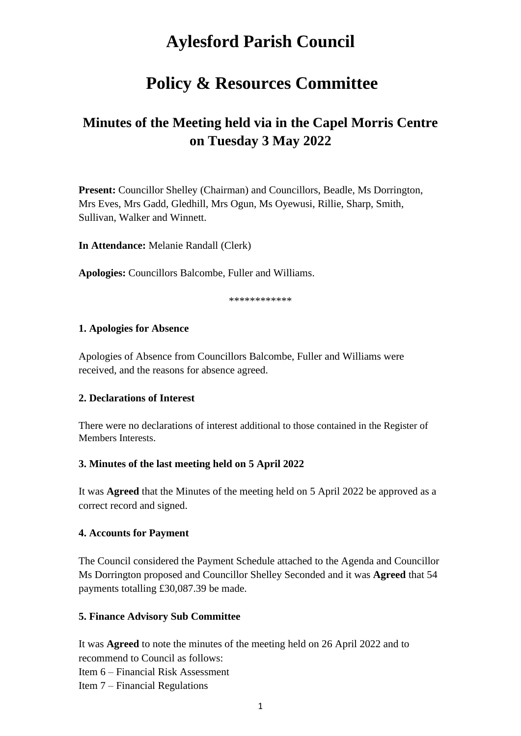# Aylesford Parish Council

# Policy & Resources Committee

## Minutes of the Meeting held via in the Capel Morris Centre on Tuesday 3 May 2022

**Present:** Councillor Shelley (Chairman) and Councillors, Beadle, Ms Dorrington, Mrs Eves, Mrs Gadd, Gledhill, Mrs Ogun, Ms Oyewusi, Rillie, Sharp, Smith, Sullivan, Walker and Winnett.

**In Attendance:** Melanie Randall (Clerk)

**Apologies:** Councillors Balcombe, Fuller and Williams.

************

**1. Apologies for Absence**

Apologies of Absence from Councillors Balcombe, Fuller and Williams were received, and the reasons for absence agreed.

**2. Declarations of Interest**

There were no declarations of interest additional to those contained in the Register of Members Interests.

**3. Minutes of the last meeting held on 5 April 2022**

It was **Agreed** that the Minutes of the meeting held on 5 April 2022 be approved as a correct record and signed.

**4. Accounts for Payment**

The Council considered the Payment Schedule attached to the Agenda and Councillor Ms Dorrington proposed and Councillor Shelley Seconded and it was **Agreed** that 54 payments totalling £30,087.39 be made.

**5. Finance Advisory Sub Committee**

It was **Agreed** to note the minutes of the meeting held on 26 April 2022 and to recommend to Council as follows:
Item 6 – Financial Risk Assessment
Item 7 – Financial Regulations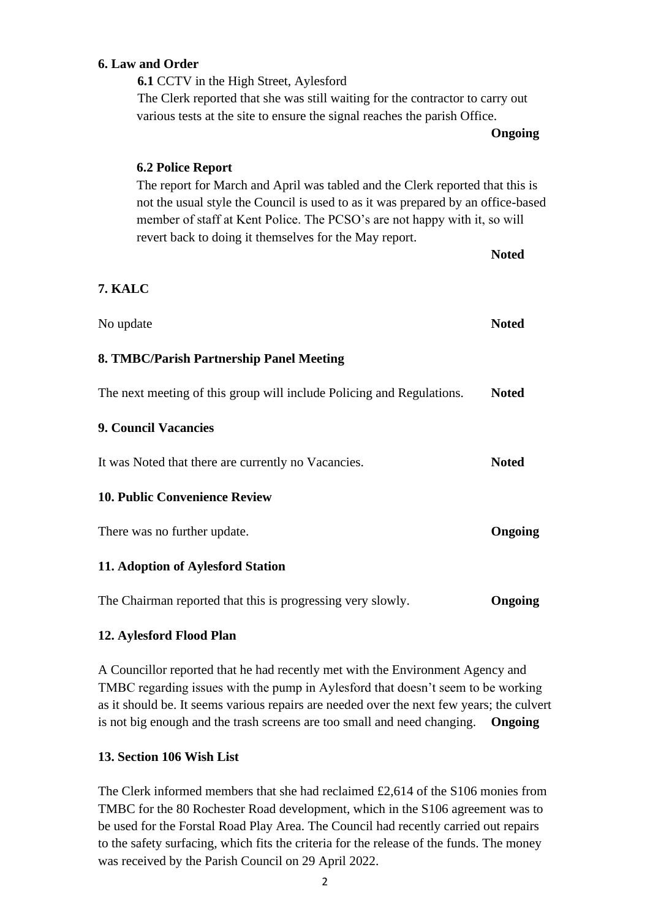**6. Law and Order**

**6.1** CCTV in the High Street, Aylesford

The Clerk reported that she was still waiting for the contractor to carry out various tests at the site to ensure the signal reaches the parish Office.

**Ongoing**

**6.2 Police Report**

The report for March and April was tabled and the Clerk reported that this is not the usual style the Council is used to as it was prepared by an office-based member of staff at Kent Police. The PCSO's are not happy with it, so will revert back to doing it themselves for the May report.

**Noted**

**7. KALC**

No update **Noted**

**8. TMBC/Parish Partnership Panel Meeting**

The next meeting of this group will include Policing and Regulations. **Noted**

**9. Council Vacancies**

It was Noted that there are currently no Vacancies. **Noted**

**10. Public Convenience Review**

There was no further update. **Ongoing**

**11. Adoption of Aylesford Station**

The Chairman reported that this is progressing very slowly. **Ongoing**

**12. Aylesford Flood Plan**

A Councillor reported that he had recently met with the Environment Agency and TMBC regarding issues with the pump in Aylesford that doesn't seem to be working as it should be. It seems various repairs are needed over the next few years; the culvert is not big enough and the trash screens are too small and need changing. **Ongoing**

**13. Section 106 Wish List**

The Clerk informed members that she had reclaimed £2,614 of the S106 monies from TMBC for the 80 Rochester Road development, which in the S106 agreement was to be used for the Forstal Road Play Area. The Council had recently carried out repairs to the safety surfacing, which fits the criteria for the release of the funds. The money was received by the Parish Council on 29 April 2022.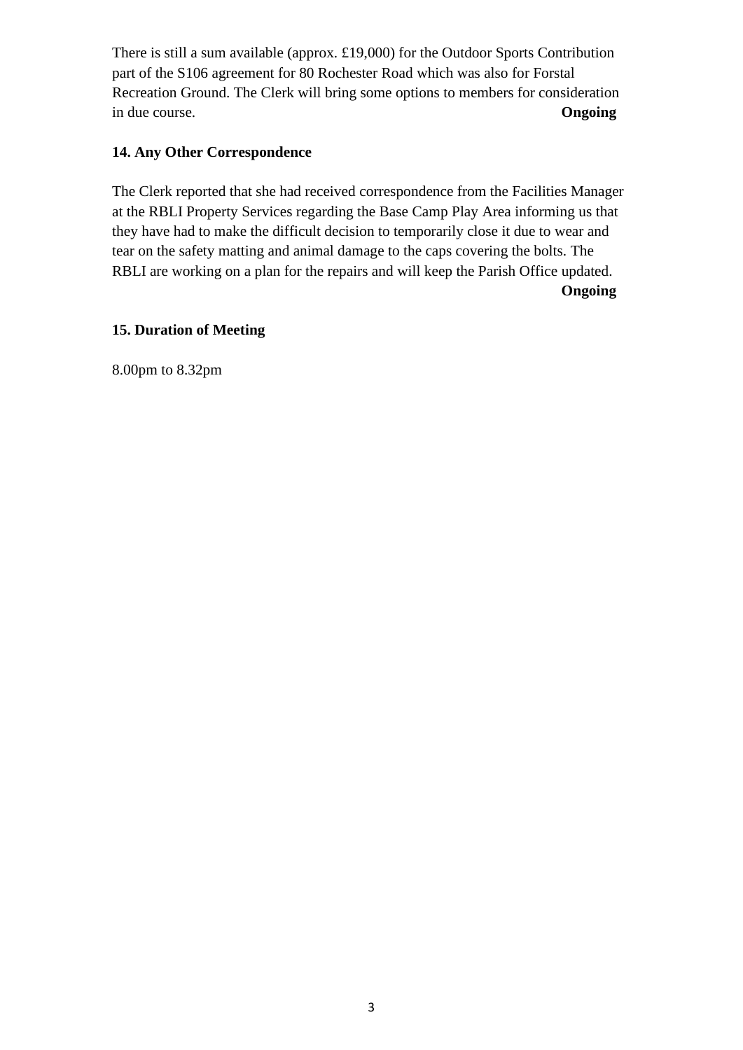There is still a sum available (approx. £19,000) for the Outdoor Sports Contribution part of the S106 agreement for 80 Rochester Road which was also for Forstal Recreation Ground. The Clerk will bring some options to members for consideration in due course. **Ongoing**

**14. Any Other Correspondence**

The Clerk reported that she had received correspondence from the Facilities Manager at the RBLI Property Services regarding the Base Camp Play Area informing us that they have had to make the difficult decision to temporarily close it due to wear and tear on the safety matting and animal damage to the caps covering the bolts. The RBLI are working on a plan for the repairs and will keep the Parish Office updated. **Ongoing**

**15. Duration of Meeting**

8.00pm to 8.32pm